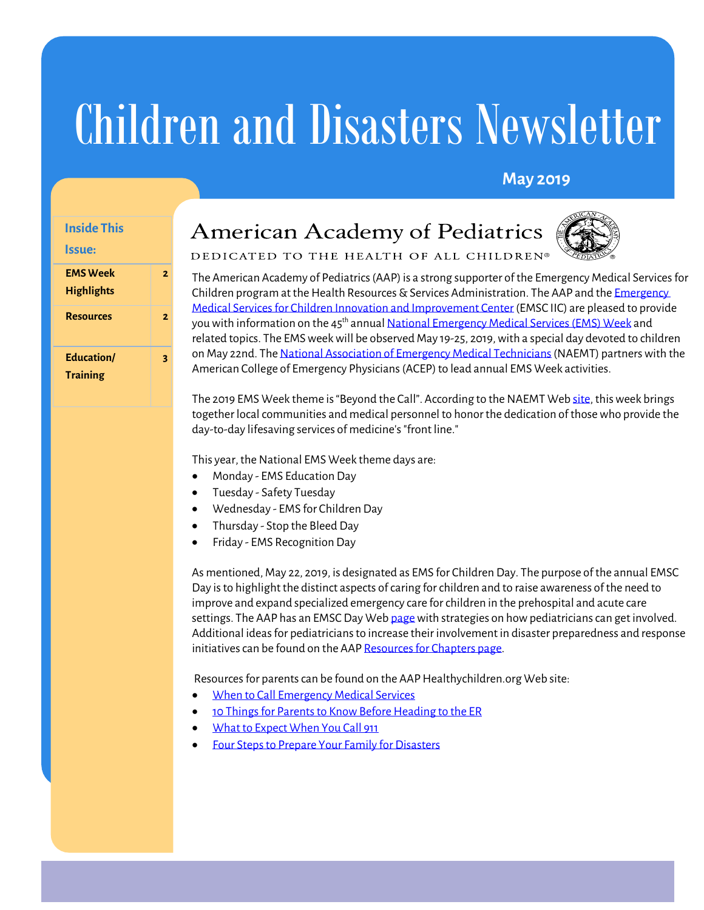# Children and Disasters Newsletter

**May 2019**

| Inside This Issue: | |
|---|---|
| **EMS Week Highlights** | 2 |
| **Resources** | 2 |
| **Education/ Training** | 3 |

American Academy of Pediatrics

DEDICATED TO THE HEALTH OF ALL CHILDREN®

The American Academy of Pediatrics (AAP) is a strong supporter of the Emergency Medical Services for Children program at the Health Resources & Services Administration. The AAP and the Emergency Medical Services for Children Innovation and Improvement Center (EMSC IIC) are pleased to provide you with information on the 45th annual National Emergency Medical Services (EMS) Week and related topics. The EMS week will be observed May 19-25, 2019, with a special day devoted to children on May 22nd. The National Association of Emergency Medical Technicians (NAEMT) partners with the American College of Emergency Physicians (ACEP) to lead annual EMS Week activities.

The 2019 EMS Week theme is "Beyond the Call". According to the NAEMT Web site, this week brings together local communities and medical personnel to honor the dedication of those who provide the day-to-day lifesaving services of medicine's "front line."

This year, the National EMS Week theme days are:

- Monday - EMS Education Day
- Tuesday - Safety Tuesday
- Wednesday - EMS for Children Day
- Thursday - Stop the Bleed Day
- Friday - EMS Recognition Day

As mentioned, May 22, 2019, is designated as EMS for Children Day. The purpose of the annual EMSC Day is to highlight the distinct aspects of caring for children and to raise awareness of the need to improve and expand specialized emergency care for children in the prehospital and acute care settings. The AAP has an EMSC Day Web page with strategies on how pediatricians can get involved. Additional ideas for pediatricians to increase their involvement in disaster preparedness and response initiatives can be found on the AAP Resources for Chapters page.

Resources for parents can be found on the AAP Healthychildren.org Web site:

- When to Call Emergency Medical Services
- 10 Things for Parents to Know Before Heading to the ER
- What to Expect When You Call 911
- Four Steps to Prepare Your Family for Disasters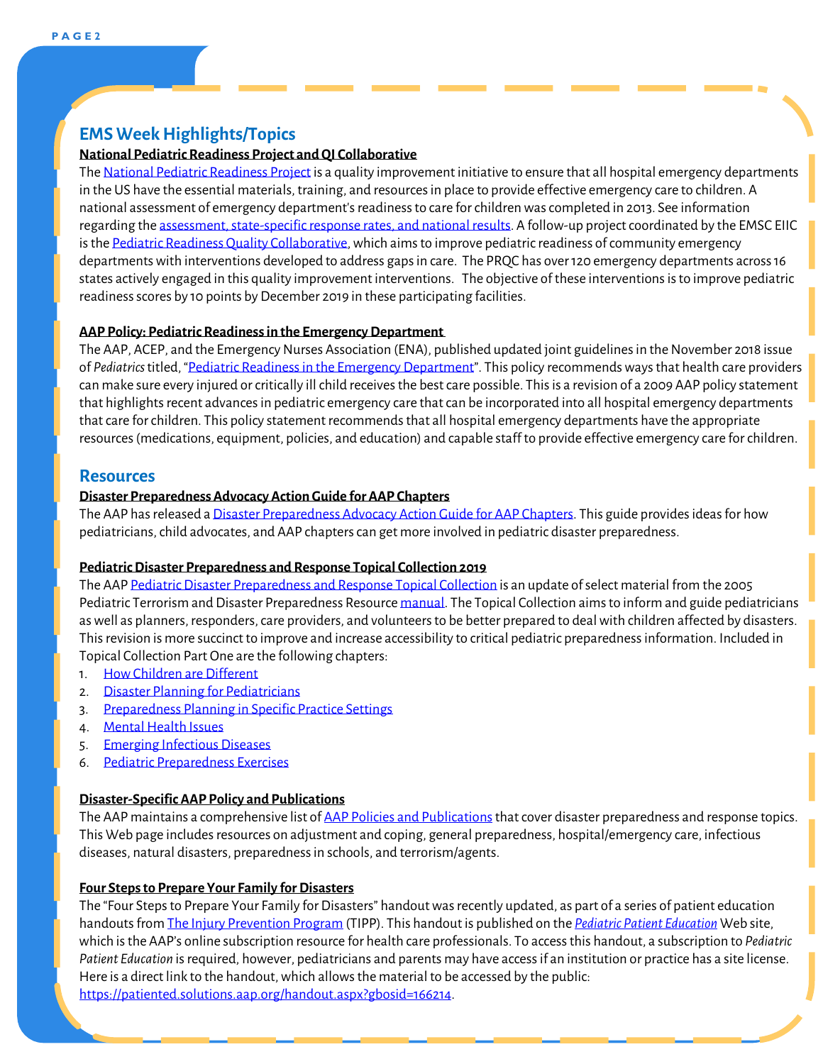## EMS Week Highlights/Topics

**National Pediatric Readiness Project and QI Collaborative**

The National Pediatric Readiness Project is a quality improvement initiative to ensure that all hospital emergency departments in the US have the essential materials, training, and resources in place to provide effective emergency care to children. A national assessment of emergency department's readiness to care for children was completed in 2013. See information regarding the assessment, state-specific response rates, and national results. A follow-up project coordinated by the EMSC EIIC is the Pediatric Readiness Quality Collaborative, which aims to improve pediatric readiness of community emergency departments with interventions developed to address gaps in care. The PRQC has over 120 emergency departments across 16 states actively engaged in this quality improvement interventions. The objective of these interventions is to improve pediatric readiness scores by 10 points by December 2019 in these participating facilities.

**AAP Policy: Pediatric Readiness in the Emergency Department**

The AAP, ACEP, and the Emergency Nurses Association (ENA), published updated joint guidelines in the November 2018 issue of *Pediatrics* titled, "Pediatric Readiness in the Emergency Department". This policy recommends ways that health care providers can make sure every injured or critically ill child receives the best care possible. This is a revision of a 2009 AAP policy statement that highlights recent advances in pediatric emergency care that can be incorporated into all hospital emergency departments that care for children. This policy statement recommends that all hospital emergency departments have the appropriate resources (medications, equipment, policies, and education) and capable staff to provide effective emergency care for children.

## Resources

**Disaster Preparedness Advocacy Action Guide for AAP Chapters**

The AAP has released a Disaster Preparedness Advocacy Action Guide for AAP Chapters. This guide provides ideas for how pediatricians, child advocates, and AAP chapters can get more involved in pediatric disaster preparedness.

**Pediatric Disaster Preparedness and Response Topical Collection 2019**

The AAP Pediatric Disaster Preparedness and Response Topical Collection is an update of select material from the 2005 Pediatric Terrorism and Disaster Preparedness Resource manual. The Topical Collection aims to inform and guide pediatricians as well as planners, responders, care providers, and volunteers to be better prepared to deal with children affected by disasters. This revision is more succinct to improve and increase accessibility to critical pediatric preparedness information. Included in Topical Collection Part One are the following chapters:

1. How Children are Different
2. Disaster Planning for Pediatricians
3. Preparedness Planning in Specific Practice Settings
4. Mental Health Issues
5. Emerging Infectious Diseases
6. Pediatric Preparedness Exercises

**Disaster-Specific AAP Policy and Publications**

The AAP maintains a comprehensive list of AAP Policies and Publications that cover disaster preparedness and response topics. This Web page includes resources on adjustment and coping, general preparedness, hospital/emergency care, infectious diseases, natural disasters, preparedness in schools, and terrorism/agents.

**Four Steps to Prepare Your Family for Disasters**

The "Four Steps to Prepare Your Family for Disasters" handout was recently updated, as part of a series of patient education handouts from The Injury Prevention Program (TIPP). This handout is published on the *Pediatric Patient Education* Web site, which is the AAP's online subscription resource for health care professionals. To access this handout, a subscription to *Pediatric Patient Education* is required, however, pediatricians and parents may have access if an institution or practice has a site license. Here is a direct link to the handout, which allows the material to be accessed by the public: https://patiented.solutions.aap.org/handout.aspx?gbosid=166214.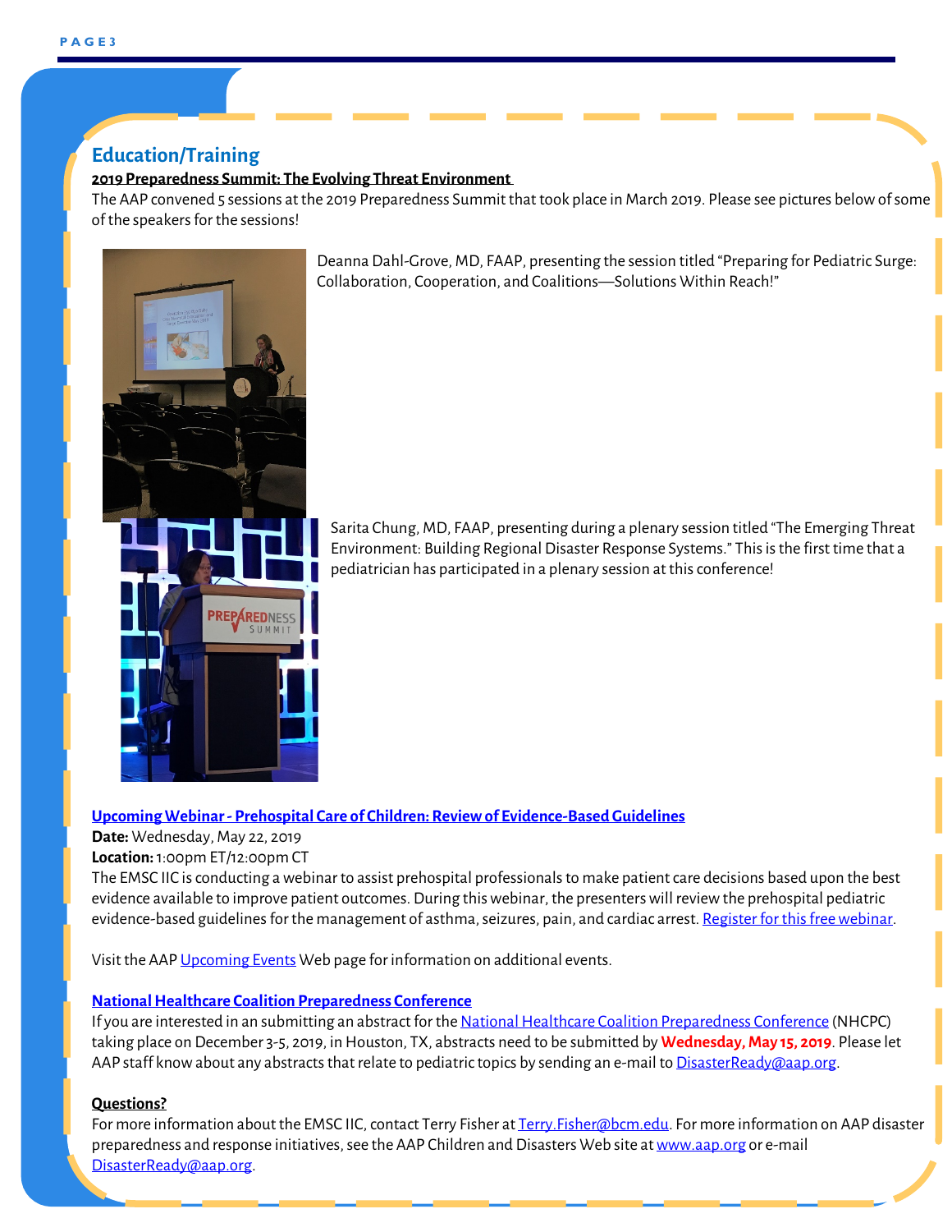## Education/Training

**2019 Preparedness Summit: The Evolving Threat Environment**

The AAP convened 5 sessions at the 2019 Preparedness Summit that took place in March 2019. Please see pictures below of some of the speakers for the sessions!

Deanna Dahl-Grove, MD, FAAP, presenting the session titled "Preparing for Pediatric Surge: Collaboration, Cooperation, and Coalitions—Solutions Within Reach!"

Sarita Chung, MD, FAAP, presenting during a plenary session titled "The Emerging Threat Environment: Building Regional Disaster Response Systems." This is the first time that a pediatrician has participated in a plenary session at this conference!

**Upcoming Webinar - Prehospital Care of Children: Review of Evidence-Based Guidelines**

**Date:** Wednesday, May 22, 2019

**Location:** 1:00pm ET/12:00pm CT

The EMSC IIC is conducting a webinar to assist prehospital professionals to make patient care decisions based upon the best evidence available to improve patient outcomes. During this webinar, the presenters will review the prehospital pediatric evidence-based guidelines for the management of asthma, seizures, pain, and cardiac arrest. Register for this free webinar.

Visit the AAP Upcoming Events Web page for information on additional events.

**National Healthcare Coalition Preparedness Conference**

If you are interested in an submitting an abstract for the National Healthcare Coalition Preparedness Conference (NHCPC) taking place on December 3-5, 2019, in Houston, TX, abstracts need to be submitted by **Wednesday, May 15, 2019**. Please let AAP staff know about any abstracts that relate to pediatric topics by sending an e-mail to DisasterReady@aap.org.

**Questions?**

For more information about the EMSC IIC, contact Terry Fisher at Terry.Fisher@bcm.edu. For more information on AAP disaster preparedness and response initiatives, see the AAP Children and Disasters Web site at www.aap.org or e-mail DisasterReady@aap.org.